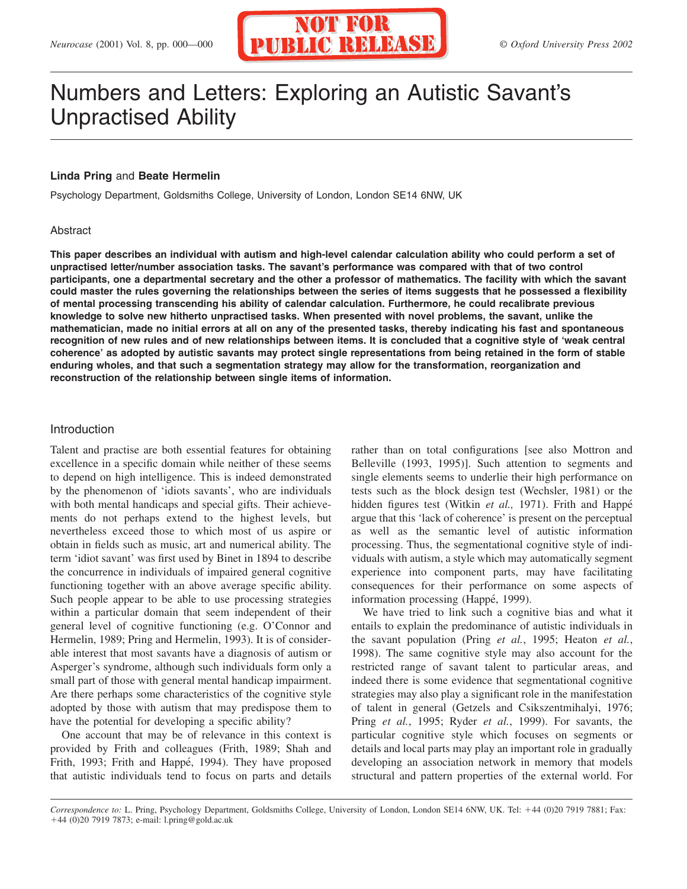# Numbers and Letters: Exploring an Autistic Savant's Unpractised Ability

**Linda Pring** and **Beate Hermelin**

Psychology Department, Goldsmiths College, University of London, London SE14 6NW, UK

## Abstract

**This paper describes an individual with autism and high-level calendar calculation ability who could perform a set of unpractised letter/number association tasks. The savant's performance was compared with that of two control participants, one a departmental secretary and the other a professor of mathematics. The facility with which the savant could master the rules governing the relationships between the series of items suggests that he possessed a flexibility of mental processing transcending his ability of calendar calculation. Furthermore, he could recalibrate previous knowledge to solve new hitherto unpractised tasks. When presented with novel problems, the savant, unlike the mathematician, made no initial errors at all on any of the presented tasks, thereby indicating his fast and spontaneous recognition of new rules and of new relationships between items. It is concluded that a cognitive style of 'weak central coherence' as adopted by autistic savants may protect single representations from being retained in the form of stable enduring wholes, and that such a segmentation strategy may allow for the transformation, reorganization and reconstruction of the relationship between single items of information.**

## Introduction

Talent and practise are both essential features for obtaining excellence in a specific domain while neither of these seems to depend on high intelligence. This is indeed demonstrated by the phenomenon of 'idiots savants', who are individuals with both mental handicaps and special gifts. Their achievements do not perhaps extend to the highest levels, but nevertheless exceed those to which most of us aspire or obtain in fields such as music, art and numerical ability. The term 'idiot savant' was first used by Binet in 1894 to describe the concurrence in individuals of impaired general cognitive functioning together with an above average specific ability. Such people appear to be able to use processing strategies within a particular domain that seem independent of their general level of cognitive functioning (e.g. O'Connor and Hermelin, 1989; Pring and Hermelin, 1993). It is of considerable interest that most savants have a diagnosis of autism or Asperger's syndrome, although such individuals form only a small part of those with general mental handicap impairment. Are there perhaps some characteristics of the cognitive style adopted by those with autism that may predispose them to have the potential for developing a specific ability?

One account that may be of relevance in this context is provided by Frith and colleagues (Frith, 1989; Shah and Frith, 1993; Frith and Happé, 1994). They have proposed that autistic individuals tend to focus on parts and details rather than on total configurations [see also Mottron and Belleville (1993, 1995)]. Such attention to segments and single elements seems to underlie their high performance on tests such as the block design test (Wechsler, 1981) or the hidden figures test (Witkin *et al.,* 1971). Frith and Happé argue that this 'lack of coherence' is present on the perceptual as well as the semantic level of autistic information processing. Thus, the segmentational cognitive style of individuals with autism, a style which may automatically segment experience into component parts, may have facilitating consequences for their performance on some aspects of information processing (Happé, 1999).

We have tried to link such a cognitive bias and what it entails to explain the predominance of autistic individuals in the savant population (Pring *et al.*, 1995; Heaton *et al.*, 1998). The same cognitive style may also account for the restricted range of savant talent to particular areas, and indeed there is some evidence that segmentational cognitive strategies may also play a significant role in the manifestation of talent in general (Getzels and Csikszentmihalyi, 1976; Pring *et al.*, 1995; Ryder *et al.*, 1999). For savants, the particular cognitive style which focuses on segments or details and local parts may play an important role in gradually developing an association network in memory that models structural and pattern properties of the external world. For

*Correspondence to:* L. Pring, Psychology Department, Goldsmiths College, University of London, London SE14 6NW, UK. Tel: +44 (0)20 7919 7881; Fax: +44 (0)20 7919 7873; e-mail: l.pring@gold.ac.uk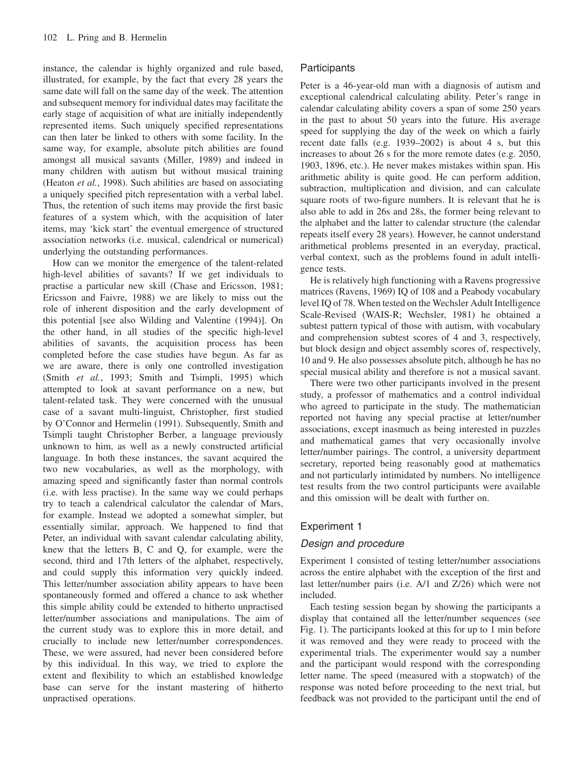instance, the calendar is highly organized and rule based, illustrated, for example, by the fact that every 28 years the same date will fall on the same day of the week. The attention and subsequent memory for individual dates may facilitate the early stage of acquisition of what are initially independently represented items. Such uniquely specified representations can then later be linked to others with some facility. In the same way, for example, absolute pitch abilities are found amongst all musical savants (Miller, 1989) and indeed in many children with autism but without musical training (Heaton *et al.*, 1998). Such abilities are based on associating a uniquely specified pitch representation with a verbal label. Thus, the retention of such items may provide the first basic features of a system which, with the acquisition of later items, may 'kick start' the eventual emergence of structured association networks (i.e. musical, calendrical or numerical) underlying the outstanding performances.

How can we monitor the emergence of the talent-related high-level abilities of savants? If we get individuals to practise a particular new skill (Chase and Ericsson, 1981; Ericsson and Faivre, 1988) we are likely to miss out the role of inherent disposition and the early development of this potential [see also Wilding and Valentine (1994)]. On the other hand, in all studies of the specific high-level abilities of savants, the acquisition process has been completed before the case studies have begun. As far as we are aware, there is only one controlled investigation (Smith *et al.*, 1993; Smith and Tsimpli, 1995) which attempted to look at savant performance on a new, but talent-related task. They were concerned with the unusual case of a savant multi-linguist, Christopher, first studied by O'Connor and Hermelin (1991). Subsequently, Smith and Tsimpli taught Christopher Berber, a language previously unknown to him, as well as a newly constructed artificial language. In both these instances, the savant acquired the two new vocabularies, as well as the morphology, with amazing speed and significantly faster than normal controls (i.e. with less practise). In the same way we could perhaps try to teach a calendrical calculator the calendar of Mars, for example. Instead we adopted a somewhat simpler, but essentially similar, approach. We happened to find that Peter, an individual with savant calendar calculating ability, knew that the letters B, C and Q, for example, were the second, third and 17th letters of the alphabet, respectively, and could supply this information very quickly indeed. This letter/number association ability appears to have been spontaneously formed and offered a chance to ask whether this simple ability could be extended to hitherto unpractised letter/number associations and manipulations. The aim of the current study was to explore this in more detail, and crucially to include new letter/number correspondences. These, we were assured, had never been considered before by this individual. In this way, we tried to explore the extent and flexibility to which an established knowledge base can serve for the instant mastering of hitherto unpractised operations.

## Participants

Peter is a 46-year-old man with a diagnosis of autism and exceptional calendrical calculating ability. Peter's range in calendar calculating ability covers a span of some 250 years in the past to about 50 years into the future. His average speed for supplying the day of the week on which a fairly recent date falls (e.g. 1939–2002) is about 4 s, but this increases to about 26 s for the more remote dates (e.g. 2050, 1903, 1896, etc.). He never makes mistakes within span. His arithmetic ability is quite good. He can perform addition, subtraction, multiplication and division, and can calculate square roots of two-figure numbers. It is relevant that he is also able to add in 26s and 28s, the former being relevant to the alphabet and the latter to calendar structure (the calendar repeats itself every 28 years). However, he cannot understand arithmetical problems presented in an everyday, practical, verbal context, such as the problems found in adult intelligence tests.

He is relatively high functioning with a Ravens progressive matrices (Ravens, 1969) IQ of 108 and a Peabody vocabulary level IQ of 78. When tested on the Wechsler Adult Intelligence Scale-Revised (WAIS-R; Wechsler, 1981) he obtained a subtest pattern typical of those with autism, with vocabulary and comprehension subtest scores of 4 and 3, respectively, but block design and object assembly scores of, respectively, 10 and 9. He also possesses absolute pitch, although he has no special musical ability and therefore is not a musical savant.

There were two other participants involved in the present study, a professor of mathematics and a control individual who agreed to participate in the study. The mathematician reported not having any special practise at letter/number associations, except inasmuch as being interested in puzzles and mathematical games that very occasionally involve letter/number pairings. The control, a university department secretary, reported being reasonably good at mathematics and not particularly intimidated by numbers. No intelligence test results from the two control participants were available and this omission will be dealt with further on.

## Experiment 1

### *Design and procedure*

Experiment 1 consisted of testing letter/number associations across the entire alphabet with the exception of the first and last letter/number pairs (i.e. A/1 and Z/26) which were not included.

Each testing session began by showing the participants a display that contained all the letter/number sequences (see Fig. 1). The participants looked at this for up to 1 min before it was removed and they were ready to proceed with the experimental trials. The experimenter would say a number and the participant would respond with the corresponding letter name. The speed (measured with a stopwatch) of the response was noted before proceeding to the next trial, but feedback was not provided to the participant until the end of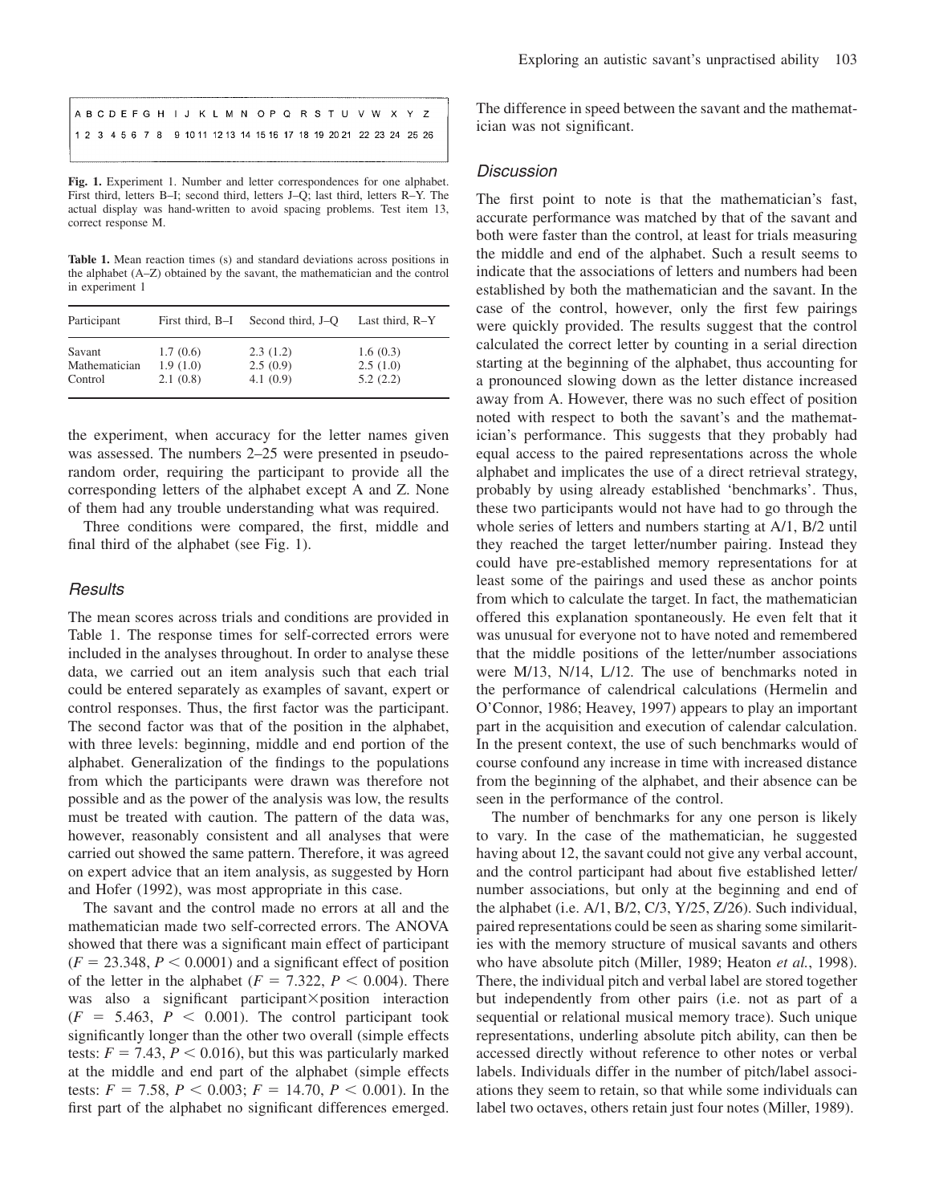| A | B | C | D | E | F | G | H | I | J | K | L | M | N | O | P | Q | R | S | T | U | V | W | X | Y | Z |
|---|---|---|---|---|---|---|---|---|---|---|---|---|---|---|---|---|---|---|---|---|---|---|---|---|---|
| 1 | 2 | 3 | 4 | 5 | 6 | 7 | 8 | 9 | 10 | 11 | 12 | 13 | 14 | 15 | 16 | 17 | 18 | 19 | 20 | 21 | 22 | 23 | 24 | 25 | 26 |

**Fig. 1.** Experiment 1. Number and letter correspondences for one alphabet. First third, letters B–I; second third, letters J–Q; last third, letters R–Y. The actual display was hand-written to avoid spacing problems. Test item 13, correct response M.

**Table 1.** Mean reaction times (s) and standard deviations across positions in the alphabet (A–Z) obtained by the savant, the mathematician and the control in experiment 1

| Participant | First third, B–I | Second third, J–Q | Last third, R–Y |
|---|---|---|---|
| Savant | 1.7 (0.6) | 2.3 (1.2) | 1.6 (0.3) |
| Mathematician | 1.9 (1.0) | 2.5 (0.9) | 2.5 (1.0) |
| Control | 2.1 (0.8) | 4.1 (0.9) | 5.2 (2.2) |

the experiment, when accuracy for the letter names given was assessed. The numbers 2–25 were presented in pseudo-random order, requiring the participant to provide all the corresponding letters of the alphabet except A and Z. None of them had any trouble understanding what was required.

Three conditions were compared, the first, middle and final third of the alphabet (see Fig. 1).

### *Results*

The mean scores across trials and conditions are provided in Table 1. The response times for self-corrected errors were included in the analyses throughout. In order to analyse these data, we carried out an item analysis such that each trial could be entered separately as examples of savant, expert or control responses. Thus, the first factor was the participant. The second factor was that of the position in the alphabet, with three levels: beginning, middle and end portion of the alphabet. Generalization of the findings to the populations from which the participants were drawn was therefore not possible and as the power of the analysis was low, the results must be treated with caution. The pattern of the data was, however, reasonably consistent and all analyses that were carried out showed the same pattern. Therefore, it was agreed on expert advice that an item analysis, as suggested by Horn and Hofer (1992), was most appropriate in this case.

The savant and the control made no errors at all and the mathematician made two self-corrected errors. The ANOVA showed that there was a significant main effect of participant ($F = 23.348$, $P < 0.0001$) and a significant effect of position of the letter in the alphabet ($F = 7.322$, $P < 0.004$). There was also a significant participant×position interaction ($F = 5.463$, $P < 0.001$). The control participant took significantly longer than the other two overall (simple effects tests: $F = 7.43$, $P < 0.016$), but this was particularly marked at the middle and end part of the alphabet (simple effects tests: $F = 7.58$, $P < 0.003$; $F = 14.70$, $P < 0.001$). In the first part of the alphabet no significant differences emerged. The difference in speed between the savant and the mathematician was not significant.

### *Discussion*

The first point to note is that the mathematician's fast, accurate performance was matched by that of the savant and both were faster than the control, at least for trials measuring the middle and end of the alphabet. Such a result seems to indicate that the associations of letters and numbers had been established by both the mathematician and the savant. In the case of the control, however, only the first few pairings were quickly provided. The results suggest that the control calculated the correct letter by counting in a serial direction starting at the beginning of the alphabet, thus accounting for a pronounced slowing down as the letter distance increased away from A. However, there was no such effect of position noted with respect to both the savant's and the mathematician's performance. This suggests that they probably had equal access to the paired representations across the whole alphabet and implicates the use of a direct retrieval strategy, probably by using already established 'benchmarks'. Thus, these two participants would not have had to go through the whole series of letters and numbers starting at A/1, B/2 until they reached the target letter/number pairing. Instead they could have pre-established memory representations for at least some of the pairings and used these as anchor points from which to calculate the target. In fact, the mathematician offered this explanation spontaneously. He even felt that it was unusual for everyone not to have noted and remembered that the middle positions of the letter/number associations were M/13, N/14, L/12. The use of benchmarks noted in the performance of calendrical calculations (Hermelin and O'Connor, 1986; Heavey, 1997) appears to play an important part in the acquisition and execution of calendar calculation. In the present context, the use of such benchmarks would of course confound any increase in time with increased distance from the beginning of the alphabet, and their absence can be seen in the performance of the control.

The number of benchmarks for any one person is likely to vary. In the case of the mathematician, he suggested having about 12, the savant could not give any verbal account, and the control participant had about five established letter/number associations, but only at the beginning and end of the alphabet (i.e. A/1, B/2, C/3, Y/25, Z/26). Such individual, paired representations could be seen as sharing some similarities with the memory structure of musical savants and others who have absolute pitch (Miller, 1989; Heaton *et al.*, 1998). There, the individual pitch and verbal label are stored together but independently from other pairs (i.e. not as part of a sequential or relational musical memory trace). Such unique representations, underling absolute pitch ability, can then be accessed directly without reference to other notes or verbal labels. Individuals differ in the number of pitch/label associations they seem to retain, so that while some individuals can label two octaves, others retain just four notes (Miller, 1989).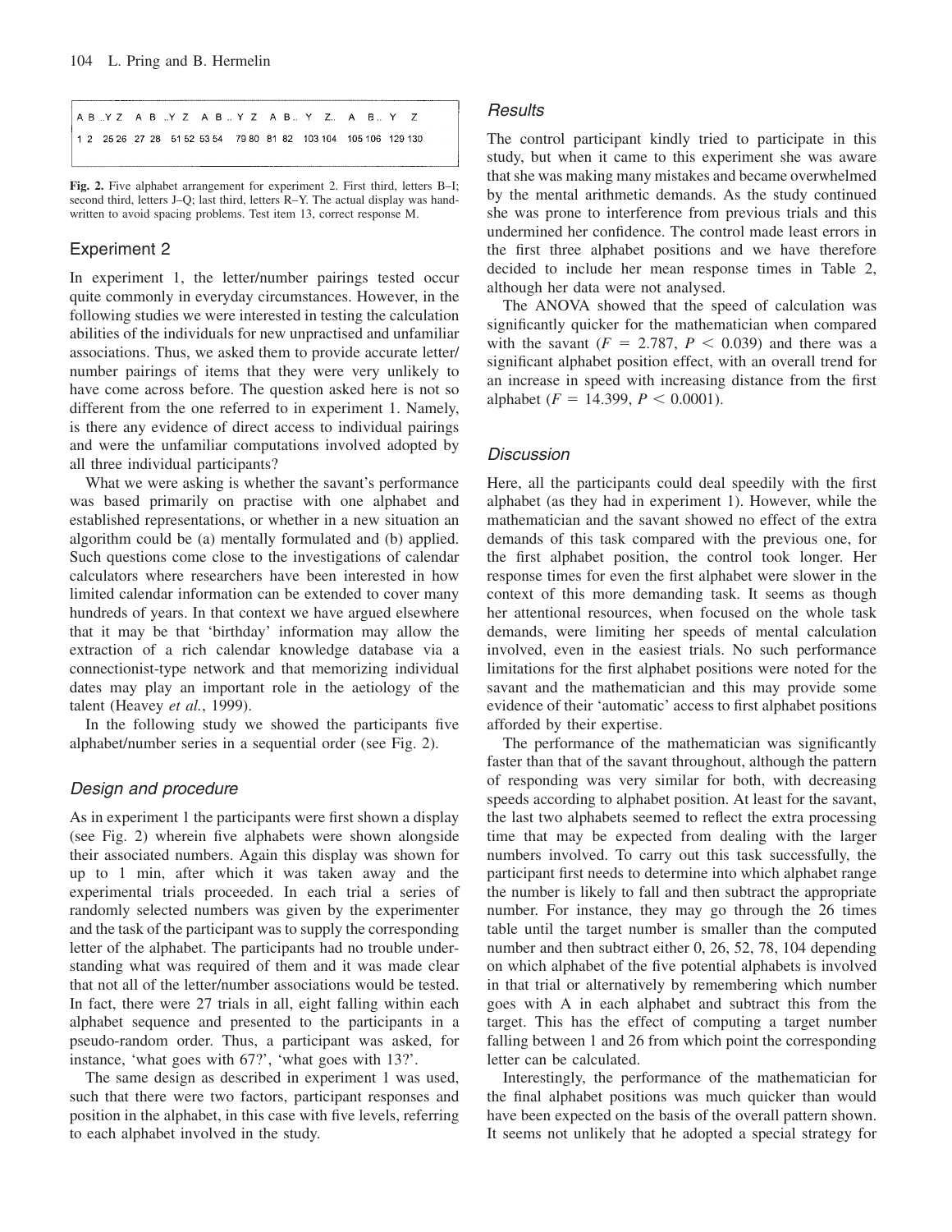| A B ..Y Z | A B ..Y Z | A B .. Y Z | A B .. Y Z.. | A B .. Y Z |
|---|---|---|---|---|
| 1 2 25 26 | 27 28 51 52 | 53 54 79 80 | 81 82 103 104 | 105 106 129 130 |

**Fig. 2.** Five alphabet arrangement for experiment 2. First third, letters B–I; second third, letters J–Q; last third, letters R–Y. The actual display was handwritten to avoid spacing problems. Test item 13, correct response M.

## Experiment 2

In experiment 1, the letter/number pairings tested occur quite commonly in everyday circumstances. However, in the following studies we were interested in testing the calculation abilities of the individuals for new unpractised and unfamiliar associations. Thus, we asked them to provide accurate letter/number pairings of items that they were very unlikely to have come across before. The question asked here is not so different from the one referred to in experiment 1. Namely, is there any evidence of direct access to individual pairings and were the unfamiliar computations involved adopted by all three individual participants?

What we were asking is whether the savant's performance was based primarily on practise with one alphabet and established representations, or whether in a new situation an algorithm could be (a) mentally formulated and (b) applied. Such questions come close to the investigations of calendar calculators where researchers have been interested in how limited calendar information can be extended to cover many hundreds of years. In that context we have argued elsewhere that it may be that 'birthday' information may allow the extraction of a rich calendar knowledge database via a connectionist-type network and that memorizing individual dates may play an important role in the aetiology of the talent (Heavey *et al.*, 1999).

In the following study we showed the participants five alphabet/number series in a sequential order (see Fig. 2).

### *Design and procedure*

As in experiment 1 the participants were first shown a display (see Fig. 2) wherein five alphabets were shown alongside their associated numbers. Again this display was shown for up to 1 min, after which it was taken away and the experimental trials proceeded. In each trial a series of randomly selected numbers was given by the experimenter and the task of the participant was to supply the corresponding letter of the alphabet. The participants had no trouble understanding what was required of them and it was made clear that not all of the letter/number associations would be tested. In fact, there were 27 trials in all, eight falling within each alphabet sequence and presented to the participants in a pseudo-random order. Thus, a participant was asked, for instance, 'what goes with 67?', 'what goes with 13?'.

The same design as described in experiment 1 was used, such that there were two factors, participant responses and position in the alphabet, in this case with five levels, referring to each alphabet involved in the study.

### *Results*

The control participant kindly tried to participate in this study, but when it came to this experiment she was aware that she was making many mistakes and became overwhelmed by the mental arithmetic demands. As the study continued she was prone to interference from previous trials and this undermined her confidence. The control made least errors in the first three alphabet positions and we have therefore decided to include her mean response times in Table 2, although her data were not analysed.

The ANOVA showed that the speed of calculation was significantly quicker for the mathematician when compared with the savant ($F = 2.787$, $P < 0.039$) and there was a significant alphabet position effect, with an overall trend for an increase in speed with increasing distance from the first alphabet ($F = 14.399$, $P < 0.0001$).

### *Discussion*

Here, all the participants could deal speedily with the first alphabet (as they had in experiment 1). However, while the mathematician and the savant showed no effect of the extra demands of this task compared with the previous one, for the first alphabet position, the control took longer. Her response times for even the first alphabet were slower in the context of this more demanding task. It seems as though her attentional resources, when focused on the whole task demands, were limiting her speeds of mental calculation involved, even in the easiest trials. No such performance limitations for the first alphabet positions were noted for the savant and the mathematician and this may provide some evidence of their 'automatic' access to first alphabet positions afforded by their expertise.

The performance of the mathematician was significantly faster than that of the savant throughout, although the pattern of responding was very similar for both, with decreasing speeds according to alphabet position. At least for the savant, the last two alphabets seemed to reflect the extra processing time that may be expected from dealing with the larger numbers involved. To carry out this task successfully, the participant first needs to determine into which alphabet range the number is likely to fall and then subtract the appropriate number. For instance, they may go through the 26 times table until the target number is smaller than the computed number and then subtract either 0, 26, 52, 78, 104 depending on which alphabet of the five potential alphabets is involved in that trial or alternatively by remembering which number goes with A in each alphabet and subtract this from the target. This has the effect of computing a target number falling between 1 and 26 from which point the corresponding letter can be calculated.

Interestingly, the performance of the mathematician for the final alphabet positions was much quicker than would have been expected on the basis of the overall pattern shown. It seems not unlikely that he adopted a special strategy for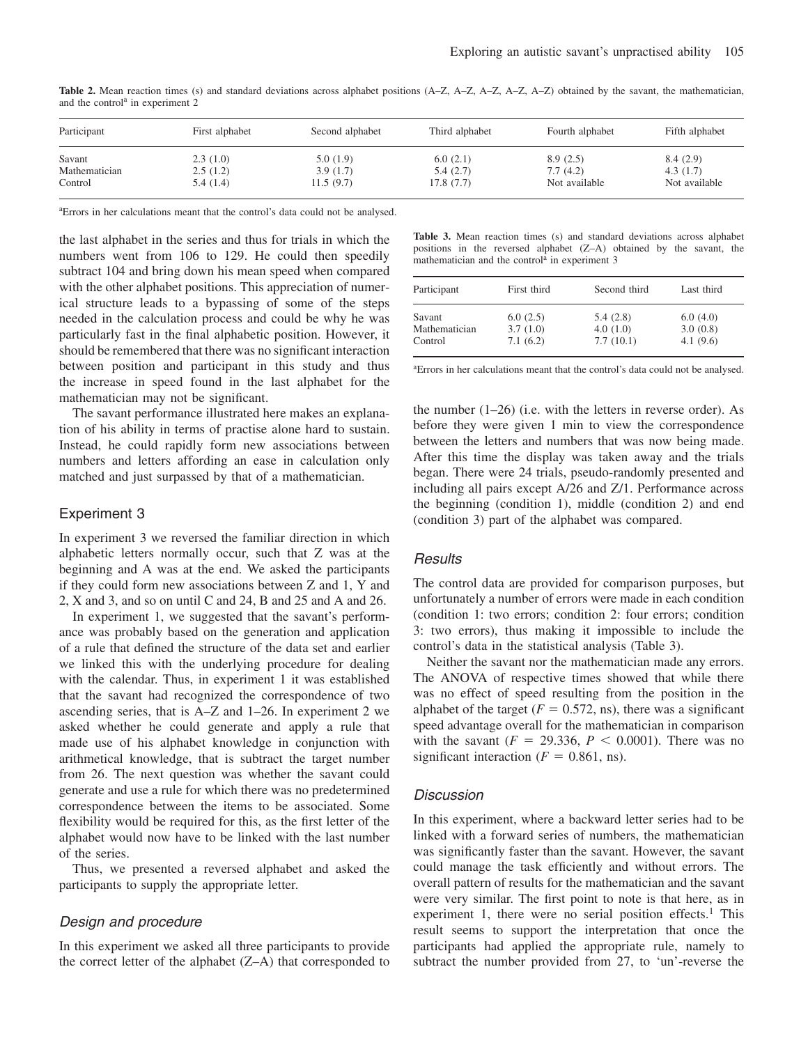**Table 2.** Mean reaction times (s) and standard deviations across alphabet positions (A–Z, A–Z, A–Z, A–Z, A–Z) obtained by the savant, the mathematician, and the control[a] in experiment 2

| Participant | First alphabet | Second alphabet | Third alphabet | Fourth alphabet | Fifth alphabet |
|---|---|---|---|---|---|
| Savant | 2.3 (1.0) | 5.0 (1.9) | 6.0 (2.1) | 8.9 (2.5) | 8.4 (2.9) |
| Mathematician | 2.5 (1.2) | 3.9 (1.7) | 5.4 (2.7) | 7.7 (4.2) | 4.3 (1.7) |
| Control | 5.4 (1.4) | 11.5 (9.7) | 17.8 (7.7) | Not available | Not available |

[a]Errors in her calculations meant that the control's data could not be analysed.

the last alphabet in the series and thus for trials in which the numbers went from 106 to 129. He could then speedily subtract 104 and bring down his mean speed when compared with the other alphabet positions. This appreciation of numerical structure leads to a bypassing of some of the steps needed in the calculation process and could be why he was particularly fast in the final alphabetic position. However, it should be remembered that there was no significant interaction between position and participant in this study and thus the increase in speed found in the last alphabet for the mathematician may not be significant.

The savant performance illustrated here makes an explanation of his ability in terms of practise alone hard to sustain. Instead, he could rapidly form new associations between numbers and letters affording an ease in calculation only matched and just surpassed by that of a mathematician.

## Experiment 3

In experiment 3 we reversed the familiar direction in which alphabetic letters normally occur, such that Z was at the beginning and A was at the end. We asked the participants if they could form new associations between Z and 1, Y and 2, X and 3, and so on until C and 24, B and 25 and A and 26.

In experiment 1, we suggested that the savant's performance was probably based on the generation and application of a rule that defined the structure of the data set and earlier we linked this with the underlying procedure for dealing with the calendar. Thus, in experiment 1 it was established that the savant had recognized the correspondence of two ascending series, that is A–Z and 1–26. In experiment 2 we asked whether he could generate and apply a rule that made use of his alphabet knowledge in conjunction with arithmetical knowledge, that is subtract the target number from 26. The next question was whether the savant could generate and use a rule for which there was no predetermined correspondence between the items to be associated. Some flexibility would be required for this, as the first letter of the alphabet would now have to be linked with the last number of the series.

Thus, we presented a reversed alphabet and asked the participants to supply the appropriate letter.

### *Design and procedure*

In this experiment we asked all three participants to provide the correct letter of the alphabet (Z–A) that corresponded to the number (1–26) (i.e. with the letters in reverse order). As before they were given 1 min to view the correspondence between the letters and numbers that was now being made. After this time the display was taken away and the trials began. There were 24 trials, pseudo-randomly presented and including all pairs except A/26 and Z/1. Performance across the beginning (condition 1), middle (condition 2) and end (condition 3) part of the alphabet was compared.

**Table 3.** Mean reaction times (s) and standard deviations across alphabet positions in the reversed alphabet (Z–A) obtained by the savant, the mathematician and the control[a] in experiment 3

| Participant | First third | Second third | Last third |
|---|---|---|---|
| Savant | 6.0 (2.5) | 5.4 (2.8) | 6.0 (4.0) |
| Mathematician | 3.7 (1.0) | 4.0 (1.0) | 3.0 (0.8) |
| Control | 7.1 (6.2) | 7.7 (10.1) | 4.1 (9.6) |

[a]Errors in her calculations meant that the control's data could not be analysed.

### *Results*

The control data are provided for comparison purposes, but unfortunately a number of errors were made in each condition (condition 1: two errors; condition 2: four errors; condition 3: two errors), thus making it impossible to include the control's data in the statistical analysis (Table 3).

Neither the savant nor the mathematician made any errors. The ANOVA of respective times showed that while there was no effect of speed resulting from the position in the alphabet of the target ($F = 0.572$, ns), there was a significant speed advantage overall for the mathematician in comparison with the savant ($F = 29.336$, $P < 0.0001$). There was no significant interaction ($F = 0.861$, ns).

### *Discussion*

In this experiment, where a backward letter series had to be linked with a forward series of numbers, the mathematician was significantly faster than the savant. However, the savant could manage the task efficiently and without errors. The overall pattern of results for the mathematician and the savant were very similar. The first point to note is that here, as in experiment 1, there were no serial position effects.[1] This result seems to support the interpretation that once the participants had applied the appropriate rule, namely to subtract the number provided from 27, to 'un'-reverse the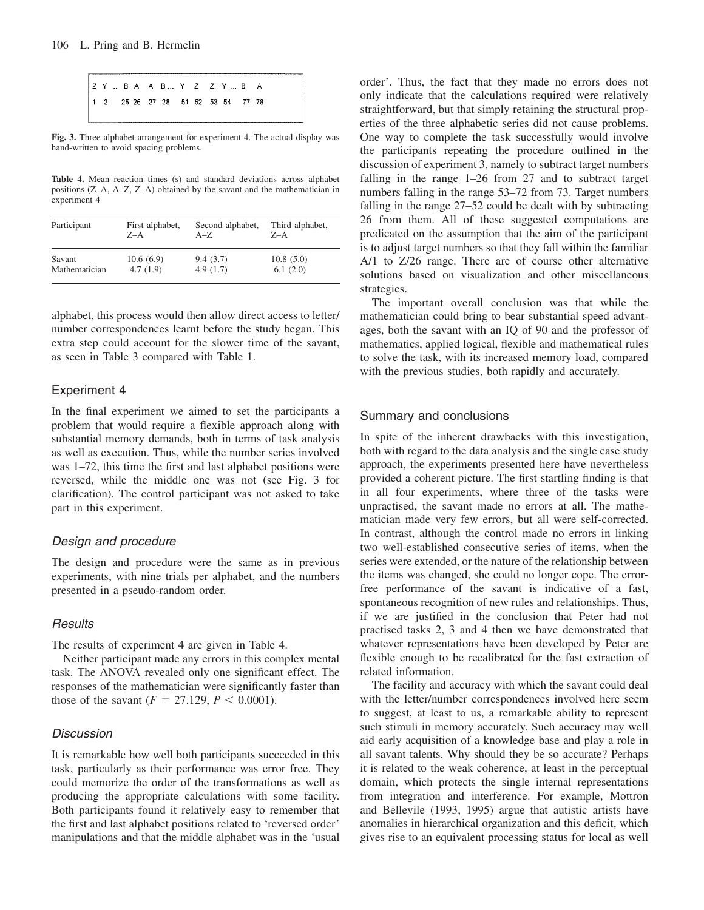| Z Y ... B A | A B ... Y Z | Z Y ... B A |
|---|---|---|
| 1 2 ... 25 26 | 27 28 ... 51 52 | 53 54 ... 77 78 |

**Fig. 3.** Three alphabet arrangement for experiment 4. The actual display was hand-written to avoid spacing problems.

**Table 4.** Mean reaction times (s) and standard deviations across alphabet positions (Z–A, A–Z, Z–A) obtained by the savant and the mathematician in experiment 4

| Participant | First alphabet, Z–A | Second alphabet, A–Z | Third alphabet, Z–A |
|---|---|---|---|
| Savant | 10.6 (6.9) | 9.4 (3.7) | 10.8 (5.0) |
| Mathematician | 4.7 (1.9) | 4.9 (1.7) | 6.1 (2.0) |

alphabet, this process would then allow direct access to letter/number correspondences learnt before the study began. This extra step could account for the slower time of the savant, as seen in Table 3 compared with Table 1.

## Experiment 4

In the final experiment we aimed to set the participants a problem that would require a flexible approach along with substantial memory demands, both in terms of task analysis as well as execution. Thus, while the number series involved was 1–72, this time the first and last alphabet positions were reversed, while the middle one was not (see Fig. 3 for clarification). The control participant was not asked to take part in this experiment.

### *Design and procedure*

The design and procedure were the same as in previous experiments, with nine trials per alphabet, and the numbers presented in a pseudo-random order.

### *Results*

The results of experiment 4 are given in Table 4.

Neither participant made any errors in this complex mental task. The ANOVA revealed only one significant effect. The responses of the mathematician were significantly faster than those of the savant ($F = 27.129$, $P < 0.0001$).

### *Discussion*

It is remarkable how well both participants succeeded in this task, particularly as their performance was error free. They could memorize the order of the transformations as well as producing the appropriate calculations with some facility. Both participants found it relatively easy to remember that the first and last alphabet positions related to 'reversed order' manipulations and that the middle alphabet was in the 'usual order'. Thus, the fact that they made no errors does not only indicate that the calculations required were relatively straightforward, but that simply retaining the structural properties of the three alphabetic series did not cause problems. One way to complete the task successfully would involve the participants repeating the procedure outlined in the discussion of experiment 3, namely to subtract target numbers falling in the range 1–26 from 27 and to subtract target numbers falling in the range 53–72 from 73. Target numbers falling in the range 27–52 could be dealt with by subtracting 26 from them. All of these suggested computations are predicated on the assumption that the aim of the participant is to adjust target numbers so that they fall within the familiar A/1 to Z/26 range. There are of course other alternative solutions based on visualization and other miscellaneous strategies.

The important overall conclusion was that while the mathematician could bring to bear substantial speed advantages, both the savant with an IQ of 90 and the professor of mathematics, applied logical, flexible and mathematical rules to solve the task, with its increased memory load, compared with the previous studies, both rapidly and accurately.

## Summary and conclusions

In spite of the inherent drawbacks with this investigation, both with regard to the data analysis and the single case study approach, the experiments presented here have nevertheless provided a coherent picture. The first startling finding is that in all four experiments, where three of the tasks were unpractised, the savant made no errors at all. The mathematician made very few errors, but all were self-corrected. In contrast, although the control made no errors in linking two well-established consecutive series of items, when the series were extended, or the nature of the relationship between the items was changed, she could no longer cope. The error-free performance of the savant is indicative of a fast, spontaneous recognition of new rules and relationships. Thus, if we are justified in the conclusion that Peter had not practised tasks 2, 3 and 4 then we have demonstrated that whatever representations have been developed by Peter are flexible enough to be recalibrated for the fast extraction of related information.

The facility and accuracy with which the savant could deal with the letter/number correspondences involved here seem to suggest, at least to us, a remarkable ability to represent such stimuli in memory accurately. Such accuracy may well aid early acquisition of a knowledge base and play a role in all savant talents. Why should they be so accurate? Perhaps it is related to the weak coherence, at least in the perceptual domain, which protects the single internal representations from integration and interference. For example, Mottron and Bellevile (1993, 1995) argue that autistic artists have anomalies in hierarchical organization and this deficit, which gives rise to an equivalent processing status for local as well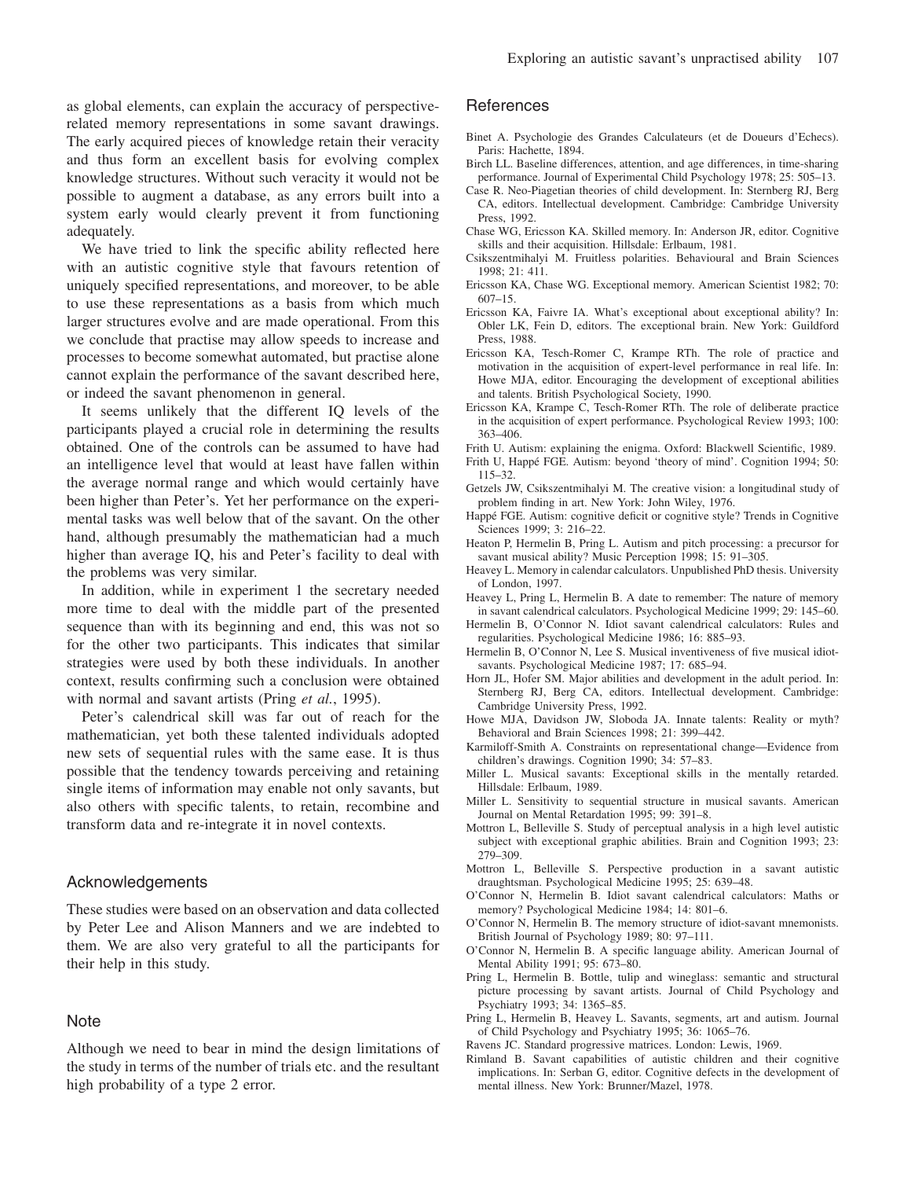as global elements, can explain the accuracy of perspective-related memory representations in some savant drawings. The early acquired pieces of knowledge retain their veracity and thus form an excellent basis for evolving complex knowledge structures. Without such veracity it would not be possible to augment a database, as any errors built into a system early would clearly prevent it from functioning adequately.

We have tried to link the specific ability reflected here with an autistic cognitive style that favours retention of uniquely specified representations, and moreover, to be able to use these representations as a basis from which much larger structures evolve and are made operational. From this we conclude that practise may allow speeds to increase and processes to become somewhat automated, but practise alone cannot explain the performance of the savant described here, or indeed the savant phenomenon in general.

It seems unlikely that the different IQ levels of the participants played a crucial role in determining the results obtained. One of the controls can be assumed to have had an intelligence level that would at least have fallen within the average normal range and which would certainly have been higher than Peter's. Yet her performance on the experimental tasks was well below that of the savant. On the other hand, although presumably the mathematician had a much higher than average IQ, his and Peter's facility to deal with the problems was very similar.

In addition, while in experiment 1 the secretary needed more time to deal with the middle part of the presented sequence than with its beginning and end, this was not so for the other two participants. This indicates that similar strategies were used by both these individuals. In another context, results confirming such a conclusion were obtained with normal and savant artists (Pring *et al.*, 1995).

Peter's calendrical skill was far out of reach for the mathematician, yet both these talented individuals adopted new sets of sequential rules with the same ease. It is thus possible that the tendency towards perceiving and retaining single items of information may enable not only savants, but also others with specific talents, to retain, recombine and transform data and re-integrate it in novel contexts.

## Acknowledgements

These studies were based on an observation and data collected by Peter Lee and Alison Manners and we are indebted to them. We are also very grateful to all the participants for their help in this study.

## Note

Although we need to bear in mind the design limitations of the study in terms of the number of trials etc. and the resultant high probability of a type 2 error.

## References

Binet A. Psychologie des Grandes Calculateurs (et de Doueurs d'Echecs). Paris: Hachette, 1894.

Birch LL. Baseline differences, attention, and age differences, in time-sharing performance. Journal of Experimental Child Psychology 1978; 25: 505–13.

Case R. Neo-Piagetian theories of child development. In: Sternberg RJ, Berg CA, editors. Intellectual development. Cambridge: Cambridge University Press, 1992.

Chase WG, Ericsson KA. Skilled memory. In: Anderson JR, editor. Cognitive skills and their acquisition. Hillsdale: Erlbaum, 1981.

Csikszentmihalyi M. Fruitless polarities. Behavioural and Brain Sciences 1998; 21: 411.

Ericsson KA, Chase WG. Exceptional memory. American Scientist 1982; 70: 607–15.

Ericsson KA, Faivre IA. What's exceptional about exceptional ability? In: Obler LK, Fein D, editors. The exceptional brain. New York: Guildford Press, 1988.

Ericsson KA, Tesch-Romer C, Krampe RTh. The role of practice and motivation in the acquisition of expert-level performance in real life. In: Howe MJA, editor. Encouraging the development of exceptional abilities and talents. British Psychological Society, 1990.

Ericsson KA, Krampe C, Tesch-Romer RTh. The role of deliberate practice in the acquisition of expert performance. Psychological Review 1993; 100: 363–406.

Frith U. Autism: explaining the enigma. Oxford: Blackwell Scientific, 1989.

Frith U, Happé FGE. Autism: beyond 'theory of mind'. Cognition 1994; 50: 115–32.

Getzels JW, Csikszentmihalyi M. The creative vision: a longitudinal study of problem finding in art. New York: John Wiley, 1976.

Happé FGE. Autism: cognitive deficit or cognitive style? Trends in Cognitive Sciences 1999; 3: 216–22.

Heaton P, Hermelin B, Pring L. Autism and pitch processing: a precursor for savant musical ability? Music Perception 1998; 15: 91–305.

Heavey L. Memory in calendar calculators. Unpublished PhD thesis. University of London, 1997.

Heavey L, Pring L, Hermelin B. A date to remember: The nature of memory in savant calendrical calculators. Psychological Medicine 1999; 29: 145–60.

Hermelin B, O'Connor N. Idiot savant calendrical calculators: Rules and regularities. Psychological Medicine 1986; 16: 885–93.

Hermelin B, O'Connor N, Lee S. Musical inventiveness of five musical idiot-savants. Psychological Medicine 1987; 17: 685–94.

Horn JL, Hofer SM. Major abilities and development in the adult period. In: Sternberg RJ, Berg CA, editors. Intellectual development. Cambridge: Cambridge University Press, 1992.

Howe MJA, Davidson JW, Sloboda JA. Innate talents: Reality or myth? Behavioral and Brain Sciences 1998; 21: 399–442.

Karmiloff-Smith A. Constraints on representational change—Evidence from children's drawings. Cognition 1990; 34: 57–83.

Miller L. Musical savants: Exceptional skills in the mentally retarded. Hillsdale: Erlbaum, 1989.

Miller L. Sensitivity to sequential structure in musical savants. American Journal on Mental Retardation 1995; 99: 391–8.

Mottron L, Belleville S. Study of perceptual analysis in a high level autistic subject with exceptional graphic abilities. Brain and Cognition 1993; 23: 279–309.

Mottron L, Belleville S. Perspective production in a savant autistic draughtsman. Psychological Medicine 1995; 25: 639–48.

O'Connor N, Hermelin B. Idiot savant calendrical calculators: Maths or memory? Psychological Medicine 1984; 14: 801–6.

O'Connor N, Hermelin B. The memory structure of idiot-savant mnemonists. British Journal of Psychology 1989; 80: 97–111.

O'Connor N, Hermelin B. A specific language ability. American Journal of Mental Ability 1991; 95: 673–80.

Pring L, Hermelin B. Bottle, tulip and wineglass: semantic and structural picture processing by savant artists. Journal of Child Psychology and Psychiatry 1993; 34: 1365–85.

Pring L, Hermelin B, Heavey L. Savants, segments, art and autism. Journal of Child Psychology and Psychiatry 1995; 36: 1065–76.

Ravens JC. Standard progressive matrices. London: Lewis, 1969.

Rimland B. Savant capabilities of autistic children and their cognitive implications. In: Serban G, editor. Cognitive defects in the development of mental illness. New York: Brunner/Mazel, 1978.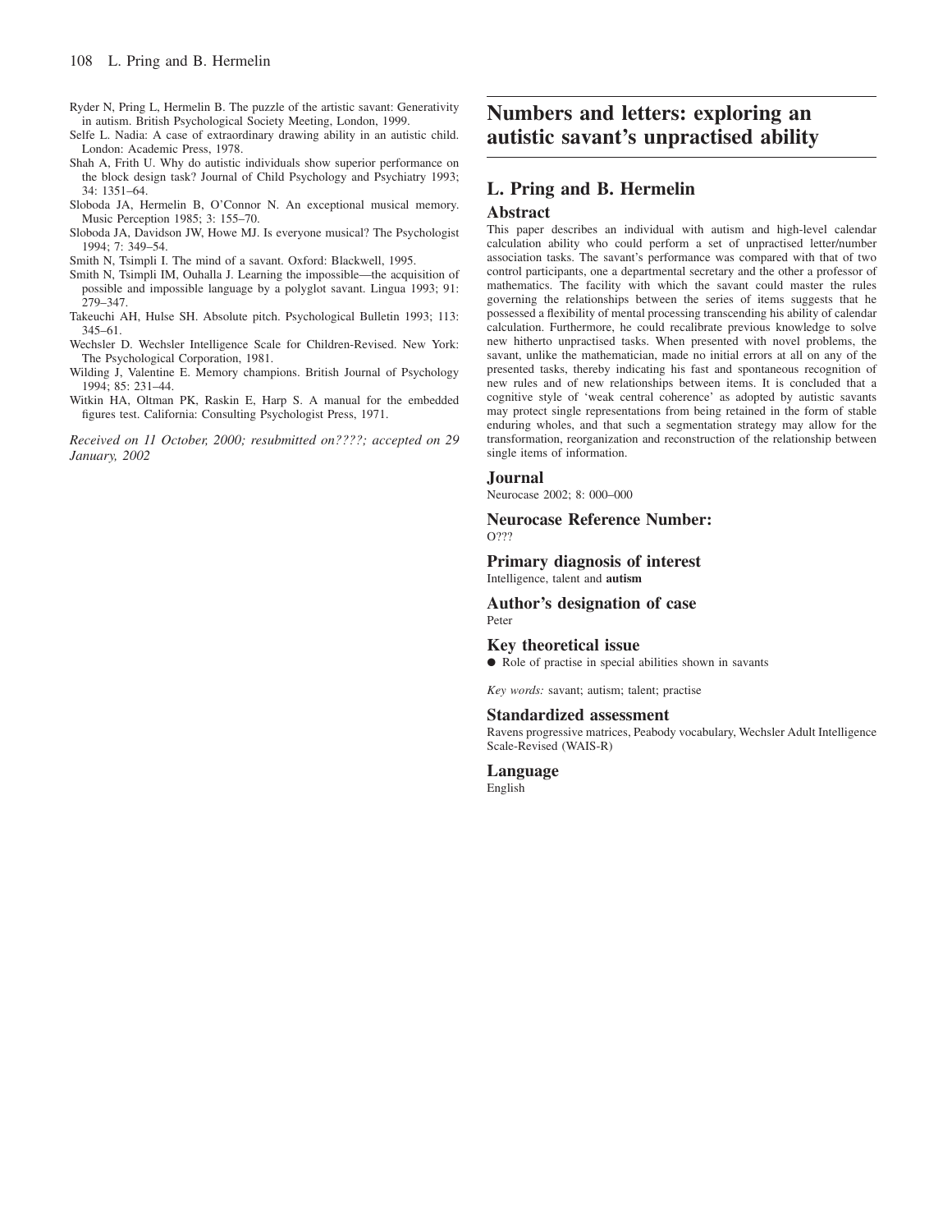Ryder N, Pring L, Hermelin B. The puzzle of the artistic savant: Generativity in autism. British Psychological Society Meeting, London, 1999.

Selfe L. Nadia: A case of extraordinary drawing ability in an autistic child. London: Academic Press, 1978.

Shah A, Frith U. Why do autistic individuals show superior performance on the block design task? Journal of Child Psychology and Psychiatry 1993; 34: 1351–64.

Sloboda JA, Hermelin B, O'Connor N. An exceptional musical memory. Music Perception 1985; 3: 155–70.

Sloboda JA, Davidson JW, Howe MJ. Is everyone musical? The Psychologist 1994; 7: 349–54.

Smith N, Tsimpli I. The mind of a savant. Oxford: Blackwell, 1995.

Smith N, Tsimpli IM, Ouhalla J. Learning the impossible—the acquisition of possible and impossible language by a polyglot savant. Lingua 1993; 91: 279–347.

Takeuchi AH, Hulse SH. Absolute pitch. Psychological Bulletin 1993; 113: 345–61.

Wechsler D. Wechsler Intelligence Scale for Children-Revised. New York: The Psychological Corporation, 1981.

Wilding J, Valentine E. Memory champions. British Journal of Psychology 1994; 85: 231–44.

Witkin HA, Oltman PK, Raskin E, Harp S. A manual for the embedded figures test. California: Consulting Psychologist Press, 1971.

*Received on 11 October, 2000; resubmitted on????; accepted on 29 January, 2002*

# Numbers and letters: exploring an autistic savant's unpractised ability

## L. Pring and B. Hermelin

### Abstract

This paper describes an individual with autism and high-level calendar calculation ability who could perform a set of unpractised letter/number association tasks. The savant's performance was compared with that of two control participants, one a departmental secretary and the other a professor of mathematics. The facility with which the savant could master the rules governing the relationships between the series of items suggests that he possessed a flexibility of mental processing transcending his ability of calendar calculation. Furthermore, he could recalibrate previous knowledge to solve new hitherto unpractised tasks. When presented with novel problems, the savant, unlike the mathematician, made no initial errors at all on any of the presented tasks, thereby indicating his fast and spontaneous recognition of new rules and of new relationships between items. It is concluded that a cognitive style of 'weak central coherence' as adopted by autistic savants may protect single representations from being retained in the form of stable enduring wholes, and that such a segmentation strategy may allow for the transformation, reorganization and reconstruction of the relationship between single items of information.

### Journal

Neurocase 2002; 8: 000–000

### Neurocase Reference Number:

O???

### Primary diagnosis of interest

Intelligence, talent and **autism**

### Author's designation of case

Peter

### Key theoretical issue

- Role of practise in special abilities shown in savants

*Key words:* savant; autism; talent; practise

### Standardized assessment

Ravens progressive matrices, Peabody vocabulary, Wechsler Adult Intelligence Scale-Revised (WAIS-R)

### Language

English